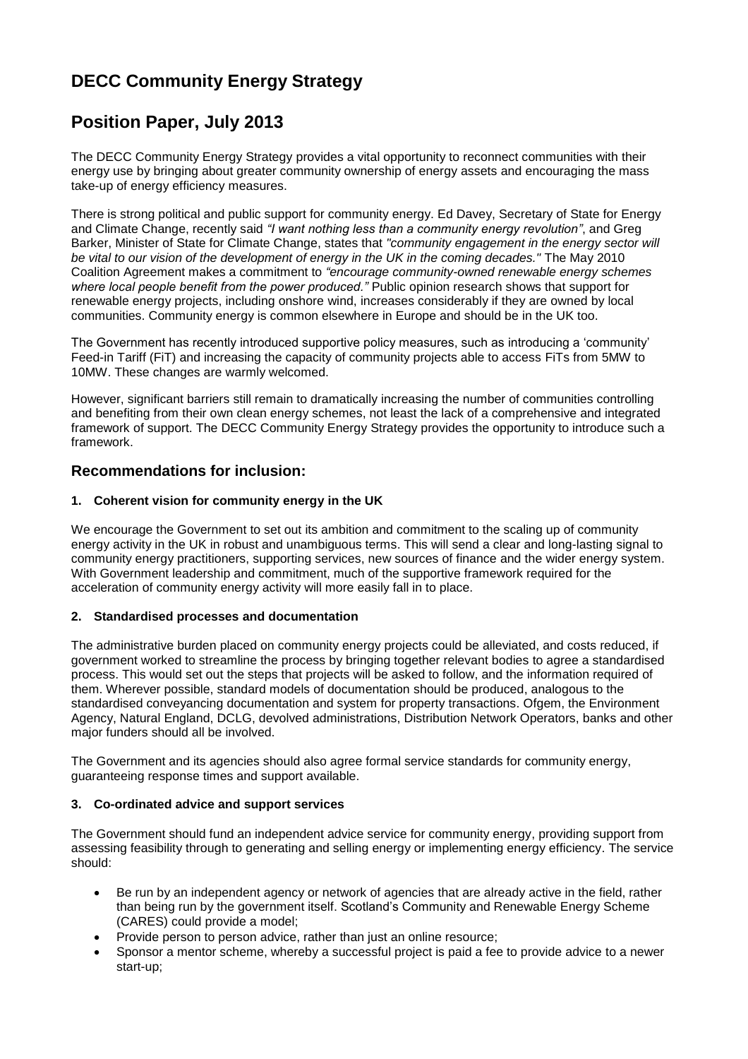# DECC Community Energy Strategy

# Position Paper, July 2013

The DECC Community Energy Strategy provides a vital opportunity to reconnect communities with their energy use by bringing about greater community ownership of energy assets and encouraging the mass take-up of energy efficiency measures.

There is strong political and public support for community energy. Ed Davey, Secretary of State for Energy and Climate Change, recently said *"I want nothing less than a community energy revolution"*, and Greg Barker, Minister of State for Climate Change, states that *"community engagement in the energy sector will be vital to our vision of the development of energy in the UK in the coming decades."* The May 2010 Coalition Agreement makes a commitment to *"encourage community-owned renewable energy schemes where local people benefit from the power produced."* Public opinion research shows that support for renewable energy projects, including onshore wind, increases considerably if they are owned by local communities. Community energy is common elsewhere in Europe and should be in the UK too.

The Government has recently introduced supportive policy measures, such as introducing a 'community' Feed-in Tariff (FiT) and increasing the capacity of community projects able to access FiTs from 5MW to 10MW. These changes are warmly welcomed.

However, significant barriers still remain to dramatically increasing the number of communities controlling and benefiting from their own clean energy schemes, not least the lack of a comprehensive and integrated framework of support. The DECC Community Energy Strategy provides the opportunity to introduce such a framework.

## Recommendations for inclusion:

### 1. Coherent vision for community energy in the UK

We encourage the Government to set out its ambition and commitment to the scaling up of community energy activity in the UK in robust and unambiguous terms. This will send a clear and long-lasting signal to community energy practitioners, supporting services, new sources of finance and the wider energy system. With Government leadership and commitment, much of the supportive framework required for the acceleration of community energy activity will more easily fall in to place.

### 2. Standardised processes and documentation

The administrative burden placed on community energy projects could be alleviated, and costs reduced, if government worked to streamline the process by bringing together relevant bodies to agree a standardised process. This would set out the steps that projects will be asked to follow, and the information required of them. Wherever possible, standard models of documentation should be produced, analogous to the standardised conveyancing documentation and system for property transactions. Ofgem, the Environment Agency, Natural England, DCLG, devolved administrations, Distribution Network Operators, banks and other major funders should all be involved.

The Government and its agencies should also agree formal service standards for community energy, guaranteeing response times and support available.

### 3. Co-ordinated advice and support services

The Government should fund an independent advice service for community energy, providing support from assessing feasibility through to generating and selling energy or implementing energy efficiency. The service should:

- Be run by an independent agency or network of agencies that are already active in the field, rather than being run by the government itself. Scotland's Community and Renewable Energy Scheme (CARES) could provide a model;
- Provide person to person advice, rather than just an online resource;
- Sponsor a mentor scheme, whereby a successful project is paid a fee to provide advice to a newer start-up;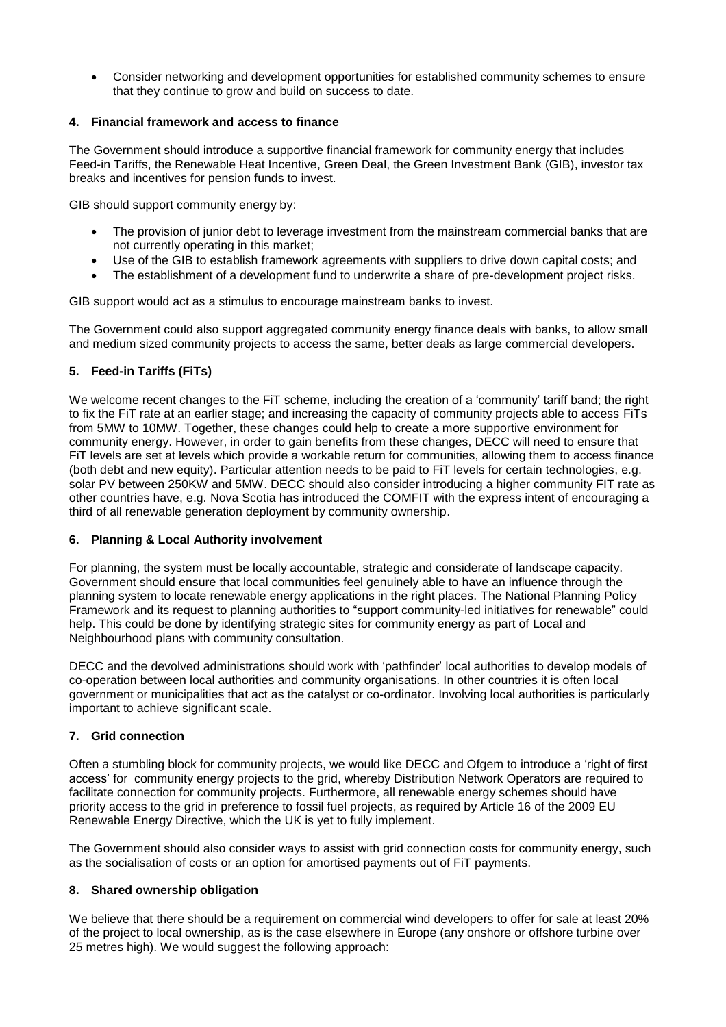- Consider networking and development opportunities for established community schemes to ensure that they continue to grow and build on success to date.

### 4. Financial framework and access to finance

The Government should introduce a supportive financial framework for community energy that includes Feed-in Tariffs, the Renewable Heat Incentive, Green Deal, the Green Investment Bank (GIB), investor tax breaks and incentives for pension funds to invest.

GIB should support community energy by:

- The provision of junior debt to leverage investment from the mainstream commercial banks that are not currently operating in this market;
- Use of the GIB to establish framework agreements with suppliers to drive down capital costs; and
- The establishment of a development fund to underwrite a share of pre-development project risks.

GIB support would act as a stimulus to encourage mainstream banks to invest.

The Government could also support aggregated community energy finance deals with banks, to allow small and medium sized community projects to access the same, better deals as large commercial developers.

### 5. Feed-in Tariffs (FiTs)

We welcome recent changes to the FiT scheme, including the creation of a 'community' tariff band; the right to fix the FiT rate at an earlier stage; and increasing the capacity of community projects able to access FiTs from 5MW to 10MW. Together, these changes could help to create a more supportive environment for community energy. However, in order to gain benefits from these changes, DECC will need to ensure that FiT levels are set at levels which provide a workable return for communities, allowing them to access finance (both debt and new equity). Particular attention needs to be paid to FiT levels for certain technologies, e.g. solar PV between 250KW and 5MW. DECC should also consider introducing a higher community FIT rate as other countries have, e.g. Nova Scotia has introduced the COMFIT with the express intent of encouraging a third of all renewable generation deployment by community ownership.

### 6. Planning & Local Authority involvement

For planning, the system must be locally accountable, strategic and considerate of landscape capacity. Government should ensure that local communities feel genuinely able to have an influence through the planning system to locate renewable energy applications in the right places. The National Planning Policy Framework and its request to planning authorities to "support community-led initiatives for renewable" could help. This could be done by identifying strategic sites for community energy as part of Local and Neighbourhood plans with community consultation.

DECC and the devolved administrations should work with 'pathfinder' local authorities to develop models of co-operation between local authorities and community organisations. In other countries it is often local government or municipalities that act as the catalyst or co-ordinator. Involving local authorities is particularly important to achieve significant scale.

### 7. Grid connection

Often a stumbling block for community projects, we would like DECC and Ofgem to introduce a 'right of first access' for community energy projects to the grid, whereby Distribution Network Operators are required to facilitate connection for community projects. Furthermore, all renewable energy schemes should have priority access to the grid in preference to fossil fuel projects, as required by Article 16 of the 2009 EU Renewable Energy Directive, which the UK is yet to fully implement.

The Government should also consider ways to assist with grid connection costs for community energy, such as the socialisation of costs or an option for amortised payments out of FiT payments.

### 8. Shared ownership obligation

We believe that there should be a requirement on commercial wind developers to offer for sale at least 20% of the project to local ownership, as is the case elsewhere in Europe (any onshore or offshore turbine over 25 metres high). We would suggest the following approach: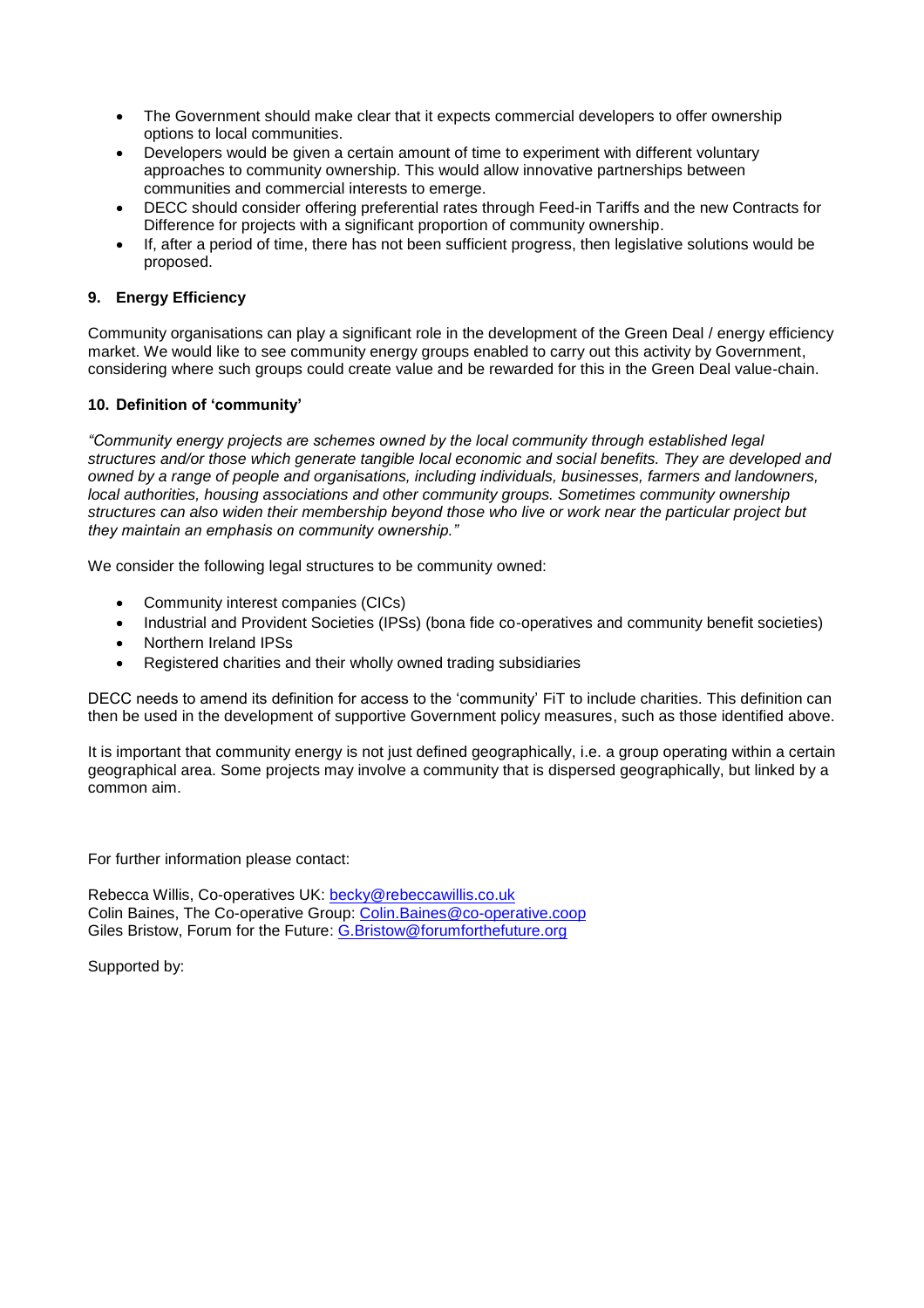- The Government should make clear that it expects commercial developers to offer ownership options to local communities.
- Developers would be given a certain amount of time to experiment with different voluntary approaches to community ownership. This would allow innovative partnerships between communities and commercial interests to emerge.
- DECC should consider offering preferential rates through Feed-in Tariffs and the new Contracts for Difference for projects with a significant proportion of community ownership.
- If, after a period of time, there has not been sufficient progress, then legislative solutions would be proposed.

**9. Energy Efficiency**

Community organisations can play a significant role in the development of the Green Deal / energy efficiency market. We would like to see community energy groups enabled to carry out this activity by Government, considering where such groups could create value and be rewarded for this in the Green Deal value-chain.

**10. Definition of 'community'**

*"Community energy projects are schemes owned by the local community through established legal structures and/or those which generate tangible local economic and social benefits. They are developed and owned by a range of people and organisations, including individuals, businesses, farmers and landowners, local authorities, housing associations and other community groups. Sometimes community ownership structures can also widen their membership beyond those who live or work near the particular project but they maintain an emphasis on community ownership."*

We consider the following legal structures to be community owned:

- Community interest companies (CICs)
- Industrial and Provident Societies (IPSs) (bona fide co-operatives and community benefit societies)
- Northern Ireland IPSs
- Registered charities and their wholly owned trading subsidiaries

DECC needs to amend its definition for access to the 'community' FiT to include charities. This definition can then be used in the development of supportive Government policy measures, such as those identified above.

It is important that community energy is not just defined geographically, i.e. a group operating within a certain geographical area. Some projects may involve a community that is dispersed geographically, but linked by a common aim.

For further information please contact:

Rebecca Willis, Co-operatives UK: becky@rebeccawillis.co.uk
Colin Baines, The Co-operative Group: Colin.Baines@co-operative.coop
Giles Bristow, Forum for the Future: G.Bristow@forumforthefuture.org

Supported by: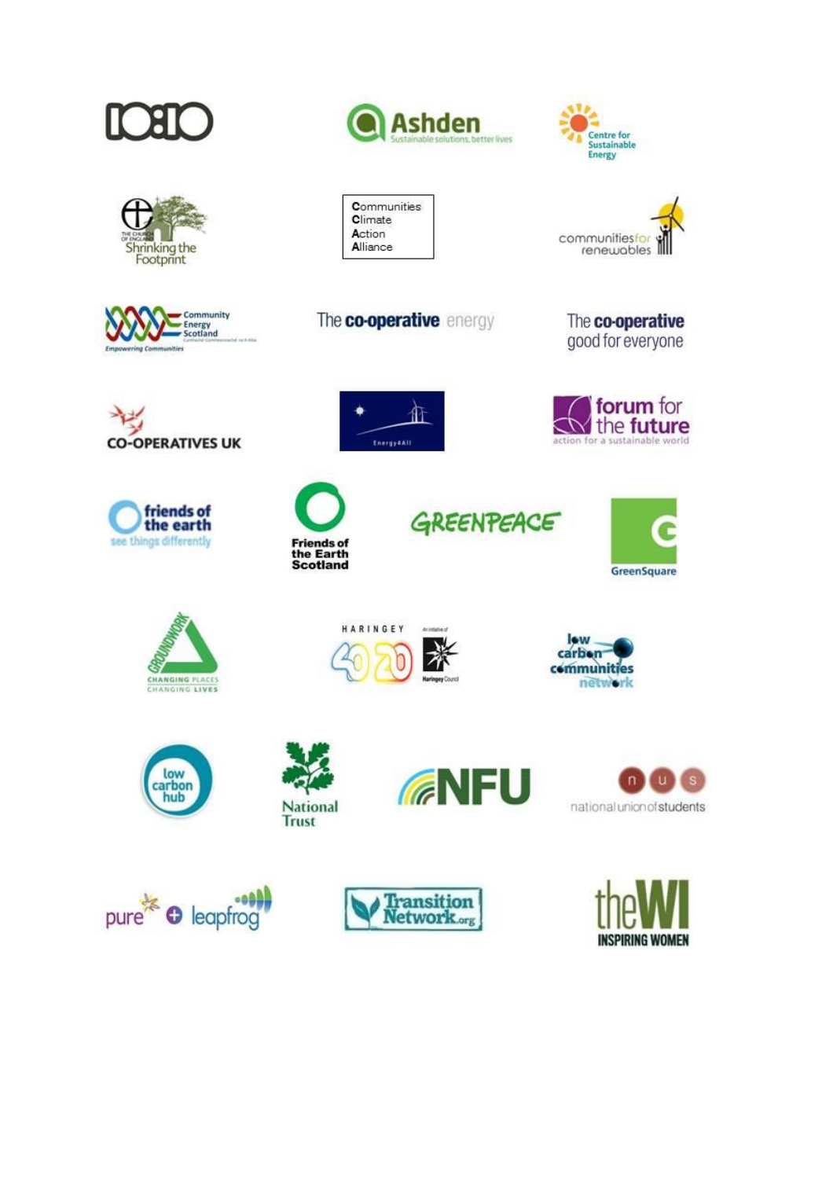10:10

Ashden
Sustainable solutions, better lives

Centre for Sustainable Energy

The Church of England
Shrinking the Footprint

Communities
Climate
Action
Alliance

communities for renewables

Community Energy Scotland
Empowering Communities

The co-operative energy

The co-operative good for everyone

CO-OPERATIVES UK

Energy4All

forum for the future
action for a sustainable world

friends of the earth
see things differently

Friends of the Earth Scotland

GREENPEACE

GreenSquare

GROUNDWORK
CHANGING PLACES
CHANGING LIVES

HARINGEY 40:20
An initiative of Haringey Council

low carbon communities network

low carbon hub

National Trust

NFU

nus
national union of students

pure + leapfrog

Transition Network.org

the WI
INSPIRING WOMEN